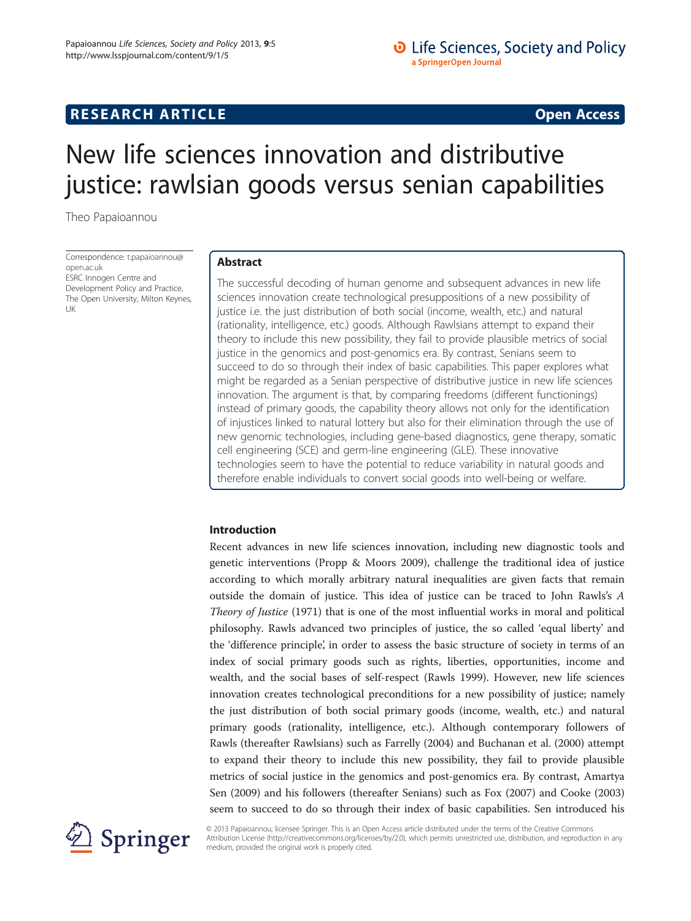RESEARCH ARTICLE

Open Access

# New life sciences innovation and distributive justice: rawlsian goods versus senian capabilities

Theo Papaioannou

Correspondence: t.papaioannou@open.ac.uk
ESRC Innogen Centre and Development Policy and Practice, The Open University, Milton Keynes, UK

## Abstract

The successful decoding of human genome and subsequent advances in new life sciences innovation create technological presuppositions of a new possibility of justice i.e. the just distribution of both social (income, wealth, etc.) and natural (rationality, intelligence, etc.) goods. Although Rawlsians attempt to expand their theory to include this new possibility, they fail to provide plausible metrics of social justice in the genomics and post-genomics era. By contrast, Senians seem to succeed to do so through their index of basic capabilities. This paper explores what might be regarded as a Senian perspective of distributive justice in new life sciences innovation. The argument is that, by comparing freedoms (different functionings) instead of primary goods, the capability theory allows not only for the identification of injustices linked to natural lottery but also for their elimination through the use of new genomic technologies, including gene-based diagnostics, gene therapy, somatic cell engineering (SCE) and germ-line engineering (GLE). These innovative technologies seem to have the potential to reduce variability in natural goods and therefore enable individuals to convert social goods into well-being or welfare.

## Introduction

Recent advances in new life sciences innovation, including new diagnostic tools and genetic interventions (Propp & Moors 2009), challenge the traditional idea of justice according to which morally arbitrary natural inequalities are given facts that remain outside the domain of justice. This idea of justice can be traced to John Rawls's *A Theory of Justice* (1971) that is one of the most influential works in moral and political philosophy. Rawls advanced two principles of justice, the so called 'equal liberty' and the 'difference principle', in order to assess the basic structure of society in terms of an index of social primary goods such as rights, liberties, opportunities, income and wealth, and the social bases of self-respect (Rawls 1999). However, new life sciences innovation creates technological preconditions for a new possibility of justice; namely the just distribution of both social primary goods (income, wealth, etc.) and natural primary goods (rationality, intelligence, etc.). Although contemporary followers of Rawls (thereafter Rawlsians) such as Farrelly (2004) and Buchanan et al. (2000) attempt to expand their theory to include this new possibility, they fail to provide plausible metrics of social justice in the genomics and post-genomics era. By contrast, Amartya Sen (2009) and his followers (thereafter Senians) such as Fox (2007) and Cooke (2003) seem to succeed to do so through their index of basic capabilities. Sen introduced his

© 2013 Papaioannou; licensee Springer. This is an Open Access article distributed under the terms of the Creative Commons Attribution License (http://creativecommons.org/licenses/by/2.0), which permits unrestricted use, distribution, and reproduction in any medium, provided the original work is properly cited.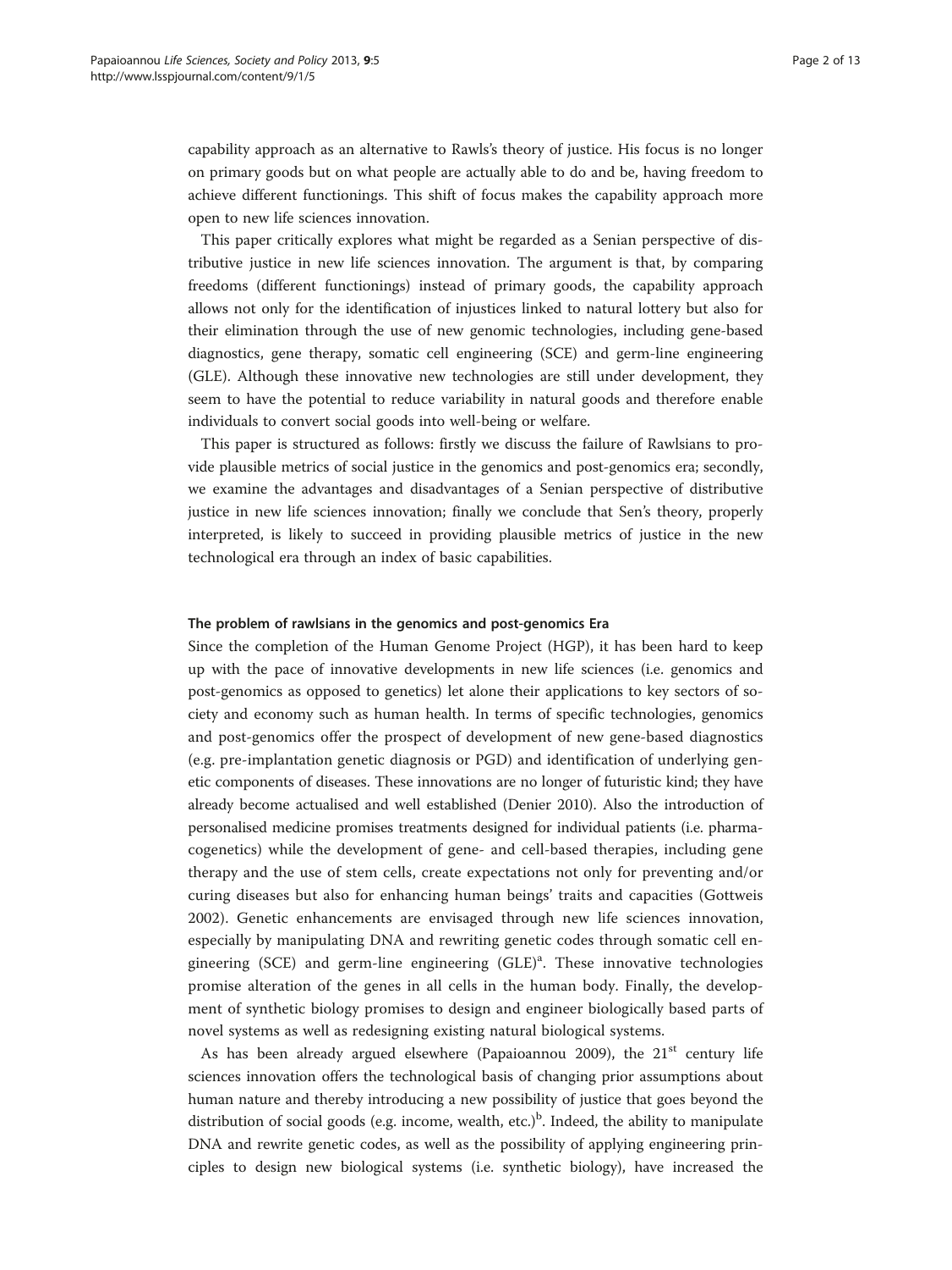capability approach as an alternative to Rawls's theory of justice. His focus is no longer on primary goods but on what people are actually able to do and be, having freedom to achieve different functionings. This shift of focus makes the capability approach more open to new life sciences innovation.

This paper critically explores what might be regarded as a Senian perspective of distributive justice in new life sciences innovation. The argument is that, by comparing freedoms (different functionings) instead of primary goods, the capability approach allows not only for the identification of injustices linked to natural lottery but also for their elimination through the use of new genomic technologies, including gene-based diagnostics, gene therapy, somatic cell engineering (SCE) and germ-line engineering (GLE). Although these innovative new technologies are still under development, they seem to have the potential to reduce variability in natural goods and therefore enable individuals to convert social goods into well-being or welfare.

This paper is structured as follows: firstly we discuss the failure of Rawlsians to provide plausible metrics of social justice in the genomics and post-genomics era; secondly, we examine the advantages and disadvantages of a Senian perspective of distributive justice in new life sciences innovation; finally we conclude that Sen's theory, properly interpreted, is likely to succeed in providing plausible metrics of justice in the new technological era through an index of basic capabilities.

### The problem of rawlsians in the genomics and post-genomics Era

Since the completion of the Human Genome Project (HGP), it has been hard to keep up with the pace of innovative developments in new life sciences (i.e. genomics and post-genomics as opposed to genetics) let alone their applications to key sectors of society and economy such as human health. In terms of specific technologies, genomics and post-genomics offer the prospect of development of new gene-based diagnostics (e.g. pre-implantation genetic diagnosis or PGD) and identification of underlying genetic components of diseases. These innovations are no longer of futuristic kind; they have already become actualised and well established (Denier 2010). Also the introduction of personalised medicine promises treatments designed for individual patients (i.e. pharmacogenetics) while the development of gene- and cell-based therapies, including gene therapy and the use of stem cells, create expectations not only for preventing and/or curing diseases but also for enhancing human beings' traits and capacities (Gottweis 2002). Genetic enhancements are envisaged through new life sciences innovation, especially by manipulating DNA and rewriting genetic codes through somatic cell engineering (SCE) and germ-line engineering (GLE)[a]. These innovative technologies promise alteration of the genes in all cells in the human body. Finally, the development of synthetic biology promises to design and engineer biologically based parts of novel systems as well as redesigning existing natural biological systems.

As has been already argued elsewhere (Papaioannou 2009), the 21st century life sciences innovation offers the technological basis of changing prior assumptions about human nature and thereby introducing a new possibility of justice that goes beyond the distribution of social goods (e.g. income, wealth, etc.)[b]. Indeed, the ability to manipulate DNA and rewrite genetic codes, as well as the possibility of applying engineering principles to design new biological systems (i.e. synthetic biology), have increased the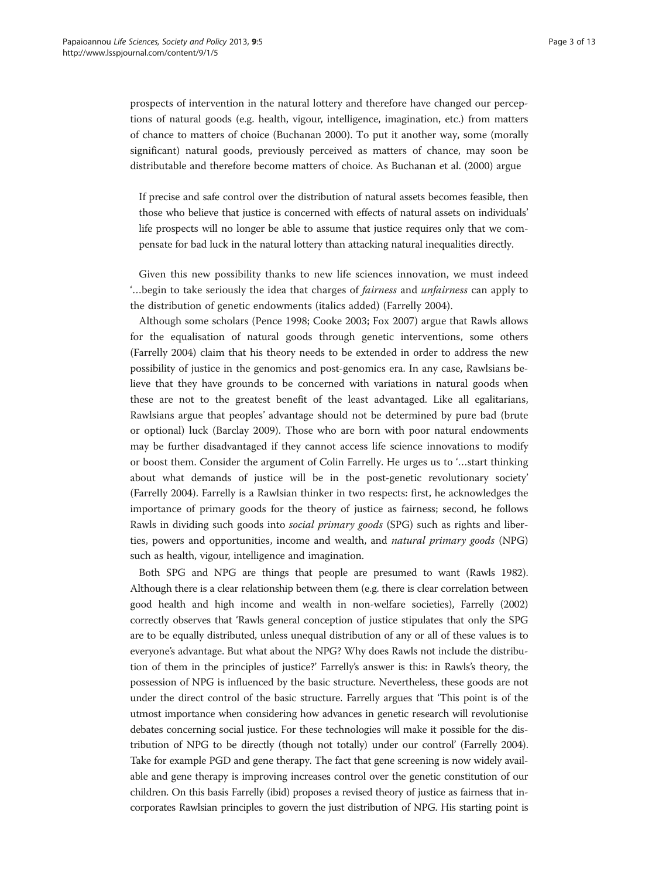prospects of intervention in the natural lottery and therefore have changed our perceptions of natural goods (e.g. health, vigour, intelligence, imagination, etc.) from matters of chance to matters of choice (Buchanan 2000). To put it another way, some (morally significant) natural goods, previously perceived as matters of chance, may soon be distributable and therefore become matters of choice. As Buchanan et al. (2000) argue

> If precise and safe control over the distribution of natural assets becomes feasible, then those who believe that justice is concerned with effects of natural assets on individuals' life prospects will no longer be able to assume that justice requires only that we compensate for bad luck in the natural lottery than attacking natural inequalities directly.

Given this new possibility thanks to new life sciences innovation, we must indeed '…begin to take seriously the idea that charges of *fairness* and *unfairness* can apply to the distribution of genetic endowments (italics added) (Farrelly 2004).

Although some scholars (Pence 1998; Cooke 2003; Fox 2007) argue that Rawls allows for the equalisation of natural goods through genetic interventions, some others (Farrelly 2004) claim that his theory needs to be extended in order to address the new possibility of justice in the genomics and post-genomics era. In any case, Rawlsians believe that they have grounds to be concerned with variations in natural goods when these are not to the greatest benefit of the least advantaged. Like all egalitarians, Rawlsians argue that peoples' advantage should not be determined by pure bad (brute or optional) luck (Barclay 2009). Those who are born with poor natural endowments may be further disadvantaged if they cannot access life science innovations to modify or boost them. Consider the argument of Colin Farrelly. He urges us to '…start thinking about what demands of justice will be in the post-genetic revolutionary society' (Farrelly 2004). Farrelly is a Rawlsian thinker in two respects: first, he acknowledges the importance of primary goods for the theory of justice as fairness; second, he follows Rawls in dividing such goods into *social primary goods* (SPG) such as rights and liberties, powers and opportunities, income and wealth, and *natural primary goods* (NPG) such as health, vigour, intelligence and imagination.

Both SPG and NPG are things that people are presumed to want (Rawls 1982). Although there is a clear relationship between them (e.g. there is clear correlation between good health and high income and wealth in non-welfare societies), Farrelly (2002) correctly observes that 'Rawls general conception of justice stipulates that only the SPG are to be equally distributed, unless unequal distribution of any or all of these values is to everyone's advantage. But what about the NPG? Why does Rawls not include the distribution of them in the principles of justice?' Farrelly's answer is this: in Rawls's theory, the possession of NPG is influenced by the basic structure. Nevertheless, these goods are not under the direct control of the basic structure. Farrelly argues that 'This point is of the utmost importance when considering how advances in genetic research will revolutionise debates concerning social justice. For these technologies will make it possible for the distribution of NPG to be directly (though not totally) under our control' (Farrelly 2004). Take for example PGD and gene therapy. The fact that gene screening is now widely available and gene therapy is improving increases control over the genetic constitution of our children. On this basis Farrelly (ibid) proposes a revised theory of justice as fairness that incorporates Rawlsian principles to govern the just distribution of NPG. His starting point is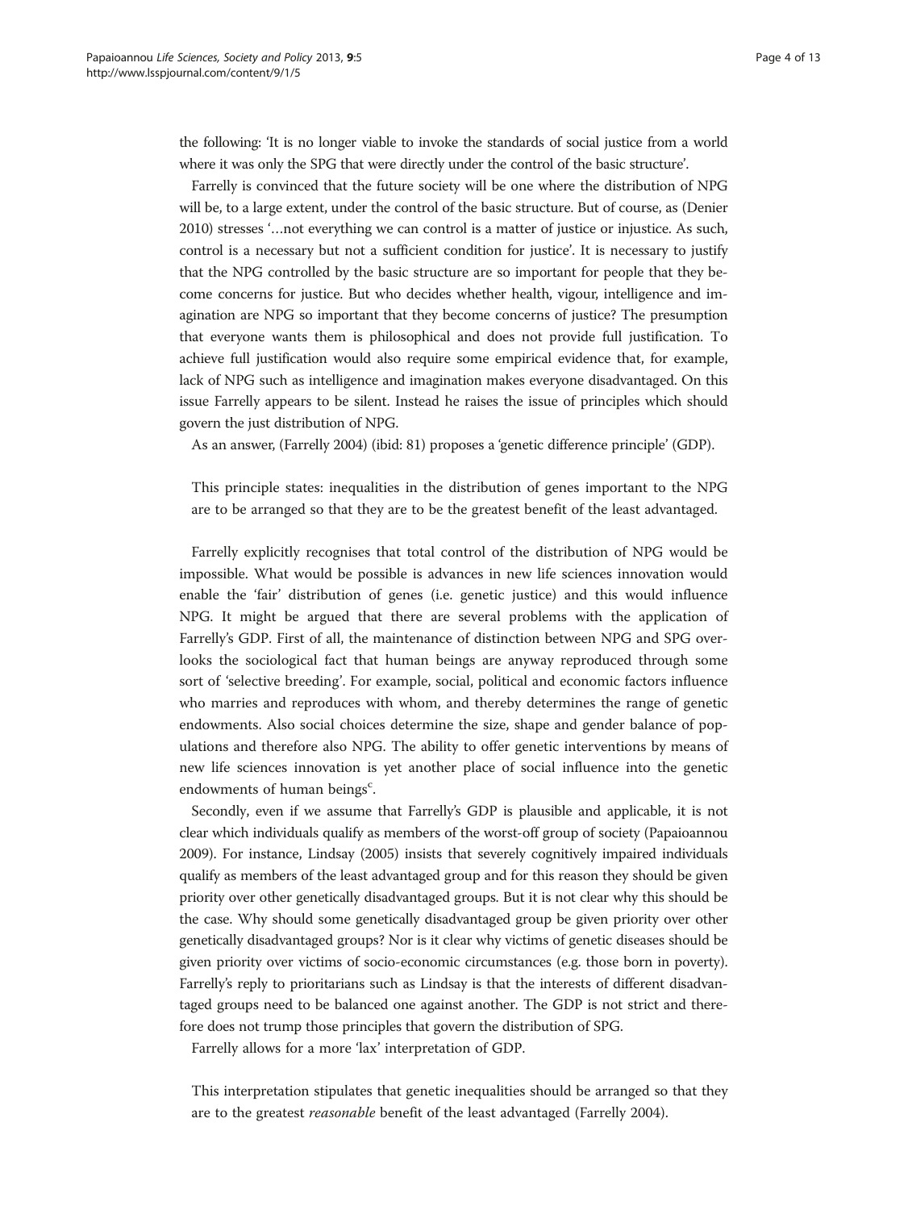the following: 'It is no longer viable to invoke the standards of social justice from a world where it was only the SPG that were directly under the control of the basic structure'.

Farrelly is convinced that the future society will be one where the distribution of NPG will be, to a large extent, under the control of the basic structure. But of course, as (Denier 2010) stresses '…not everything we can control is a matter of justice or injustice. As such, control is a necessary but not a sufficient condition for justice'. It is necessary to justify that the NPG controlled by the basic structure are so important for people that they become concerns for justice. But who decides whether health, vigour, intelligence and imagination are NPG so important that they become concerns of justice? The presumption that everyone wants them is philosophical and does not provide full justification. To achieve full justification would also require some empirical evidence that, for example, lack of NPG such as intelligence and imagination makes everyone disadvantaged. On this issue Farrelly appears to be silent. Instead he raises the issue of principles which should govern the just distribution of NPG.

As an answer, (Farrelly 2004) (ibid: 81) proposes a 'genetic difference principle' (GDP).

> This principle states: inequalities in the distribution of genes important to the NPG are to be arranged so that they are to be the greatest benefit of the least advantaged.

Farrelly explicitly recognises that total control of the distribution of NPG would be impossible. What would be possible is advances in new life sciences innovation would enable the 'fair' distribution of genes (i.e. genetic justice) and this would influence NPG. It might be argued that there are several problems with the application of Farrelly's GDP. First of all, the maintenance of distinction between NPG and SPG overlooks the sociological fact that human beings are anyway reproduced through some sort of 'selective breeding'. For example, social, political and economic factors influence who marries and reproduces with whom, and thereby determines the range of genetic endowments. Also social choices determine the size, shape and gender balance of populations and therefore also NPG. The ability to offer genetic interventions by means of new life sciences innovation is yet another place of social influence into the genetic endowments of human beings[c].

Secondly, even if we assume that Farrelly's GDP is plausible and applicable, it is not clear which individuals qualify as members of the worst-off group of society (Papaioannou 2009). For instance, Lindsay (2005) insists that severely cognitively impaired individuals qualify as members of the least advantaged group and for this reason they should be given priority over other genetically disadvantaged groups. But it is not clear why this should be the case. Why should some genetically disadvantaged group be given priority over other genetically disadvantaged groups? Nor is it clear why victims of genetic diseases should be given priority over victims of socio-economic circumstances (e.g. those born in poverty). Farrelly's reply to prioritarians such as Lindsay is that the interests of different disadvantaged groups need to be balanced one against another. The GDP is not strict and therefore does not trump those principles that govern the distribution of SPG.

Farrelly allows for a more 'lax' interpretation of GDP.

> This interpretation stipulates that genetic inequalities should be arranged so that they are to the greatest *reasonable* benefit of the least advantaged (Farrelly 2004).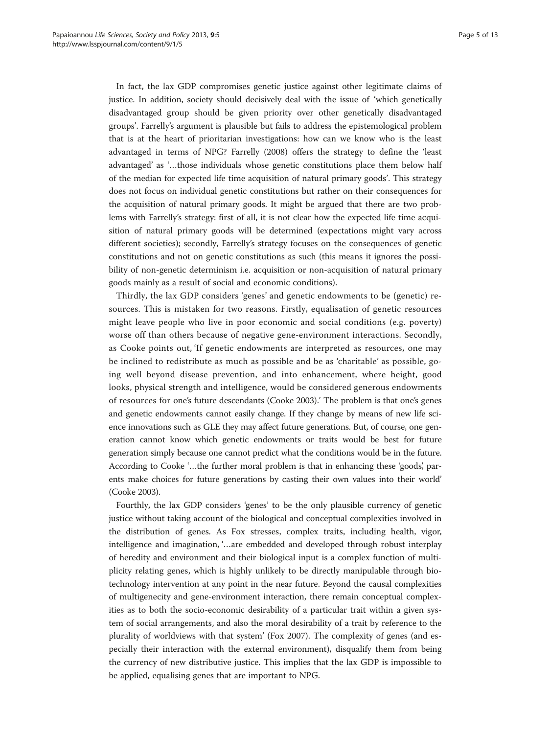In fact, the lax GDP compromises genetic justice against other legitimate claims of justice. In addition, society should decisively deal with the issue of 'which genetically disadvantaged group should be given priority over other genetically disadvantaged groups'. Farrelly's argument is plausible but fails to address the epistemological problem that is at the heart of prioritarian investigations: how can we know who is the least advantaged in terms of NPG? Farrelly (2008) offers the strategy to define the 'least advantaged' as '…those individuals whose genetic constitutions place them below half of the median for expected life time acquisition of natural primary goods'. This strategy does not focus on individual genetic constitutions but rather on their consequences for the acquisition of natural primary goods. It might be argued that there are two problems with Farrelly's strategy: first of all, it is not clear how the expected life time acquisition of natural primary goods will be determined (expectations might vary across different societies); secondly, Farrelly's strategy focuses on the consequences of genetic constitutions and not on genetic constitutions as such (this means it ignores the possibility of non-genetic determinism i.e. acquisition or non-acquisition of natural primary goods mainly as a result of social and economic conditions).

Thirdly, the lax GDP considers 'genes' and genetic endowments to be (genetic) resources. This is mistaken for two reasons. Firstly, equalisation of genetic resources might leave people who live in poor economic and social conditions (e.g. poverty) worse off than others because of negative gene-environment interactions. Secondly, as Cooke points out, 'If genetic endowments are interpreted as resources, one may be inclined to redistribute as much as possible and be as 'charitable' as possible, going well beyond disease prevention, and into enhancement, where height, good looks, physical strength and intelligence, would be considered generous endowments of resources for one's future descendants (Cooke 2003).' The problem is that one's genes and genetic endowments cannot easily change. If they change by means of new life science innovations such as GLE they may affect future generations. But, of course, one generation cannot know which genetic endowments or traits would be best for future generation simply because one cannot predict what the conditions would be in the future. According to Cooke '…the further moral problem is that in enhancing these 'goods', parents make choices for future generations by casting their own values into their world' (Cooke 2003).

Fourthly, the lax GDP considers 'genes' to be the only plausible currency of genetic justice without taking account of the biological and conceptual complexities involved in the distribution of genes. As Fox stresses, complex traits, including health, vigor, intelligence and imagination, '…are embedded and developed through robust interplay of heredity and environment and their biological input is a complex function of multiplicity relating genes, which is highly unlikely to be directly manipulable through biotechnology intervention at any point in the near future. Beyond the causal complexities of multigenecity and gene-environment interaction, there remain conceptual complexities as to both the socio-economic desirability of a particular trait within a given system of social arrangements, and also the moral desirability of a trait by reference to the plurality of worldviews with that system' (Fox 2007). The complexity of genes (and especially their interaction with the external environment), disqualify them from being the currency of new distributive justice. This implies that the lax GDP is impossible to be applied, equalising genes that are important to NPG.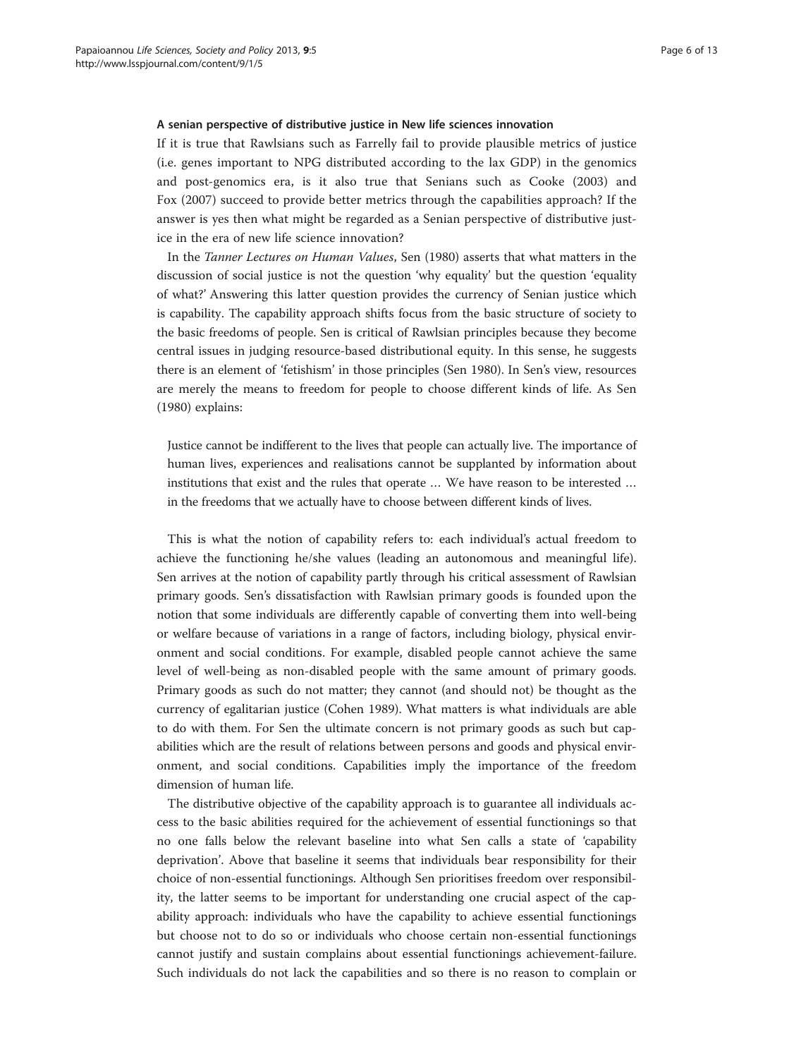### A senian perspective of distributive justice in New life sciences innovation

If it is true that Rawlsians such as Farrelly fail to provide plausible metrics of justice (i.e. genes important to NPG distributed according to the lax GDP) in the genomics and post-genomics era, is it also true that Senians such as Cooke (2003) and Fox (2007) succeed to provide better metrics through the capabilities approach? If the answer is yes then what might be regarded as a Senian perspective of distributive justice in the era of new life science innovation?

In the *Tanner Lectures on Human Values*, Sen (1980) asserts that what matters in the discussion of social justice is not the question 'why equality' but the question 'equality of what?' Answering this latter question provides the currency of Senian justice which is capability. The capability approach shifts focus from the basic structure of society to the basic freedoms of people. Sen is critical of Rawlsian principles because they become central issues in judging resource-based distributional equity. In this sense, he suggests there is an element of 'fetishism' in those principles (Sen 1980). In Sen's view, resources are merely the means to freedom for people to choose different kinds of life. As Sen (1980) explains:

> Justice cannot be indifferent to the lives that people can actually live. The importance of human lives, experiences and realisations cannot be supplanted by information about institutions that exist and the rules that operate … We have reason to be interested … in the freedoms that we actually have to choose between different kinds of lives.

This is what the notion of capability refers to: each individual's actual freedom to achieve the functioning he/she values (leading an autonomous and meaningful life). Sen arrives at the notion of capability partly through his critical assessment of Rawlsian primary goods. Sen's dissatisfaction with Rawlsian primary goods is founded upon the notion that some individuals are differently capable of converting them into well-being or welfare because of variations in a range of factors, including biology, physical environment and social conditions. For example, disabled people cannot achieve the same level of well-being as non-disabled people with the same amount of primary goods. Primary goods as such do not matter; they cannot (and should not) be thought as the currency of egalitarian justice (Cohen 1989). What matters is what individuals are able to do with them. For Sen the ultimate concern is not primary goods as such but capabilities which are the result of relations between persons and goods and physical environment, and social conditions. Capabilities imply the importance of the freedom dimension of human life.

The distributive objective of the capability approach is to guarantee all individuals access to the basic abilities required for the achievement of essential functionings so that no one falls below the relevant baseline into what Sen calls a state of 'capability deprivation'. Above that baseline it seems that individuals bear responsibility for their choice of non-essential functionings. Although Sen prioritises freedom over responsibility, the latter seems to be important for understanding one crucial aspect of the capability approach: individuals who have the capability to achieve essential functionings but choose not to do so or individuals who choose certain non-essential functionings cannot justify and sustain complains about essential functionings achievement-failure. Such individuals do not lack the capabilities and so there is no reason to complain or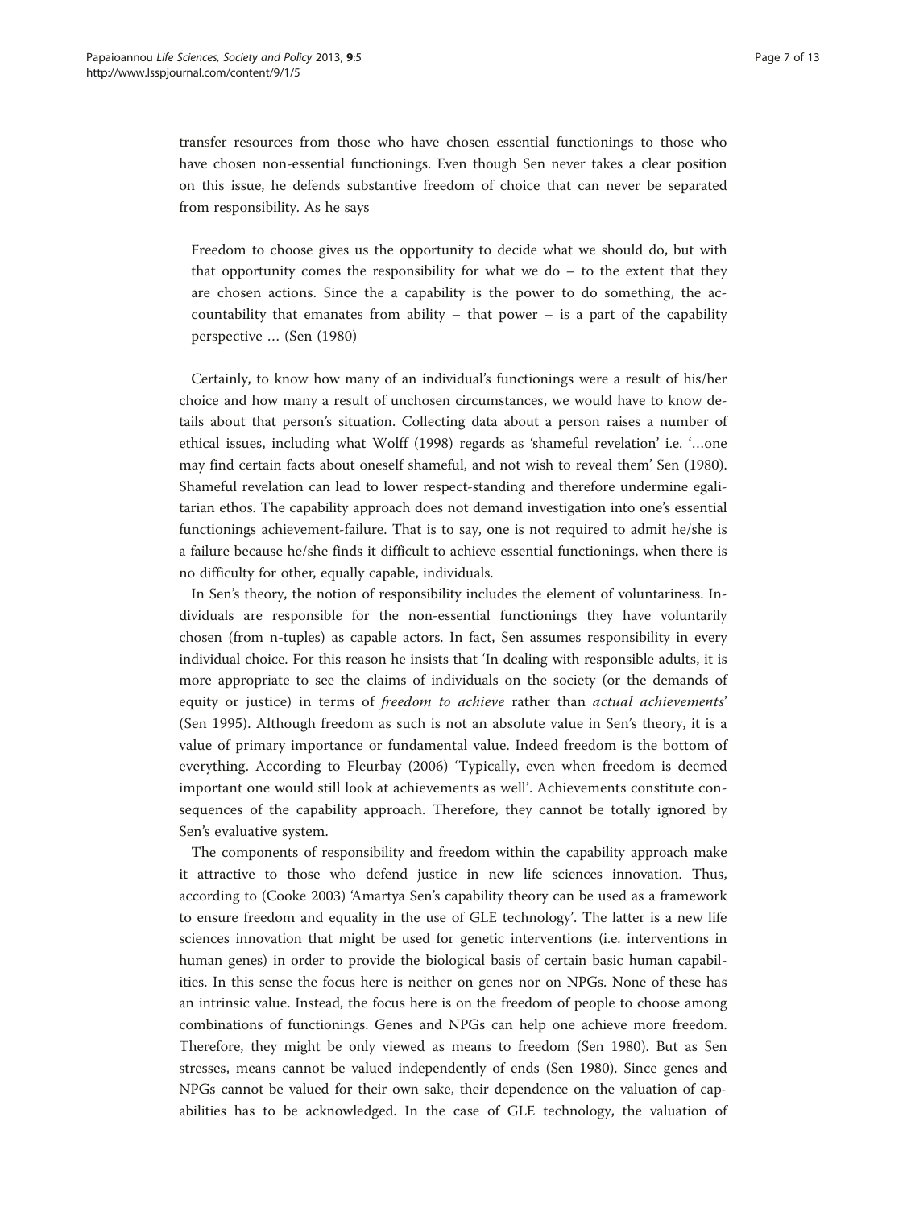transfer resources from those who have chosen essential functionings to those who have chosen non-essential functionings. Even though Sen never takes a clear position on this issue, he defends substantive freedom of choice that can never be separated from responsibility. As he says

> Freedom to choose gives us the opportunity to decide what we should do, but with that opportunity comes the responsibility for what we do – to the extent that they are chosen actions. Since the a capability is the power to do something, the accountability that emanates from ability – that power – is a part of the capability perspective … (Sen (1980)

Certainly, to know how many of an individual's functionings were a result of his/her choice and how many a result of unchosen circumstances, we would have to know details about that person's situation. Collecting data about a person raises a number of ethical issues, including what Wolff (1998) regards as 'shameful revelation' i.e. '…one may find certain facts about oneself shameful, and not wish to reveal them' Sen (1980). Shameful revelation can lead to lower respect-standing and therefore undermine egalitarian ethos. The capability approach does not demand investigation into one's essential functionings achievement-failure. That is to say, one is not required to admit he/she is a failure because he/she finds it difficult to achieve essential functionings, when there is no difficulty for other, equally capable, individuals.

In Sen's theory, the notion of responsibility includes the element of voluntariness. Individuals are responsible for the non-essential functionings they have voluntarily chosen (from n-tuples) as capable actors. In fact, Sen assumes responsibility in every individual choice. For this reason he insists that 'In dealing with responsible adults, it is more appropriate to see the claims of individuals on the society (or the demands of equity or justice) in terms of *freedom to achieve* rather than *actual achievements*' (Sen 1995). Although freedom as such is not an absolute value in Sen's theory, it is a value of primary importance or fundamental value. Indeed freedom is the bottom of everything. According to Fleurbay (2006) 'Typically, even when freedom is deemed important one would still look at achievements as well'. Achievements constitute consequences of the capability approach. Therefore, they cannot be totally ignored by Sen's evaluative system.

The components of responsibility and freedom within the capability approach make it attractive to those who defend justice in new life sciences innovation. Thus, according to (Cooke 2003) 'Amartya Sen's capability theory can be used as a framework to ensure freedom and equality in the use of GLE technology'. The latter is a new life sciences innovation that might be used for genetic interventions (i.e. interventions in human genes) in order to provide the biological basis of certain basic human capabilities. In this sense the focus here is neither on genes nor on NPGs. None of these has an intrinsic value. Instead, the focus here is on the freedom of people to choose among combinations of functionings. Genes and NPGs can help one achieve more freedom. Therefore, they might be only viewed as means to freedom (Sen 1980). But as Sen stresses, means cannot be valued independently of ends (Sen 1980). Since genes and NPGs cannot be valued for their own sake, their dependence on the valuation of capabilities has to be acknowledged. In the case of GLE technology, the valuation of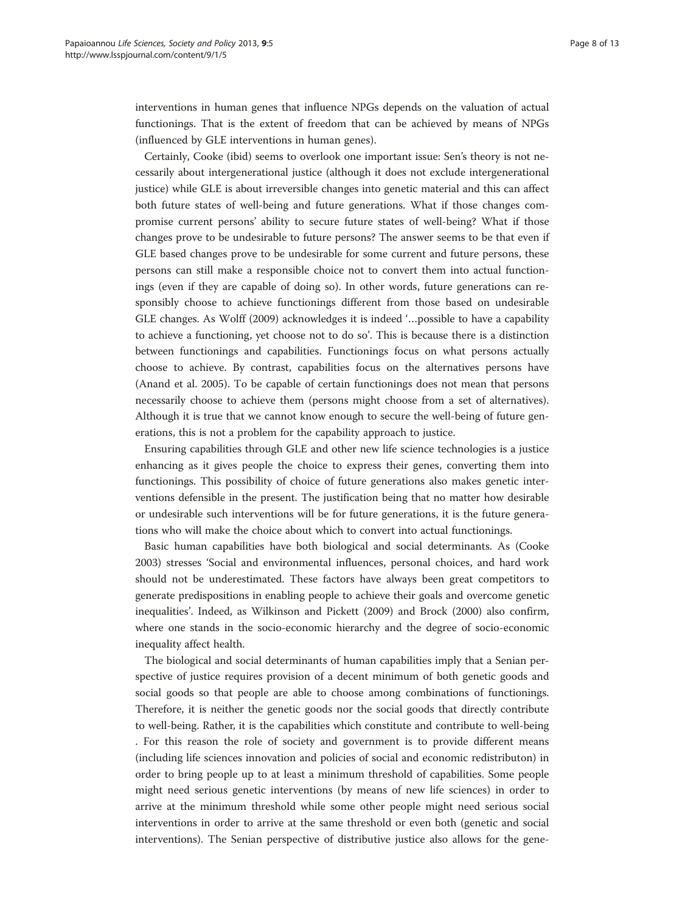interventions in human genes that influence NPGs depends on the valuation of actual functionings. That is the extent of freedom that can be achieved by means of NPGs (influenced by GLE interventions in human genes).

Certainly, Cooke (ibid) seems to overlook one important issue: Sen's theory is not necessarily about intergenerational justice (although it does not exclude intergenerational justice) while GLE is about irreversible changes into genetic material and this can affect both future states of well-being and future generations. What if those changes compromise current persons' ability to secure future states of well-being? What if those changes prove to be undesirable to future persons? The answer seems to be that even if GLE based changes prove to be undesirable for some current and future persons, these persons can still make a responsible choice not to convert them into actual functionings (even if they are capable of doing so). In other words, future generations can responsibly choose to achieve functionings different from those based on undesirable GLE changes. As Wolff (2009) acknowledges it is indeed '…possible to have a capability to achieve a functioning, yet choose not to do so'. This is because there is a distinction between functionings and capabilities. Functionings focus on what persons actually choose to achieve. By contrast, capabilities focus on the alternatives persons have (Anand et al. 2005). To be capable of certain functionings does not mean that persons necessarily choose to achieve them (persons might choose from a set of alternatives). Although it is true that we cannot know enough to secure the well-being of future generations, this is not a problem for the capability approach to justice.

Ensuring capabilities through GLE and other new life science technologies is a justice enhancing as it gives people the choice to express their genes, converting them into functionings. This possibility of choice of future generations also makes genetic interventions defensible in the present. The justification being that no matter how desirable or undesirable such interventions will be for future generations, it is the future generations who will make the choice about which to convert into actual functionings.

Basic human capabilities have both biological and social determinants. As (Cooke 2003) stresses 'Social and environmental influences, personal choices, and hard work should not be underestimated. These factors have always been great competitors to generate predispositions in enabling people to achieve their goals and overcome genetic inequalities'. Indeed, as Wilkinson and Pickett (2009) and Brock (2000) also confirm, where one stands in the socio-economic hierarchy and the degree of socio-economic inequality affect health.

The biological and social determinants of human capabilities imply that a Senian perspective of justice requires provision of a decent minimum of both genetic goods and social goods so that people are able to choose among combinations of functionings. Therefore, it is neither the genetic goods nor the social goods that directly contribute to well-being. Rather, it is the capabilities which constitute and contribute to well-being . For this reason the role of society and government is to provide different means (including life sciences innovation and policies of social and economic redistributon) in order to bring people up to at least a minimum threshold of capabilities. Some people might need serious genetic interventions (by means of new life sciences) in order to arrive at the minimum threshold while some other people might need serious social interventions in order to arrive at the same threshold or even both (genetic and social interventions). The Senian perspective of distributive justice also allows for the gene-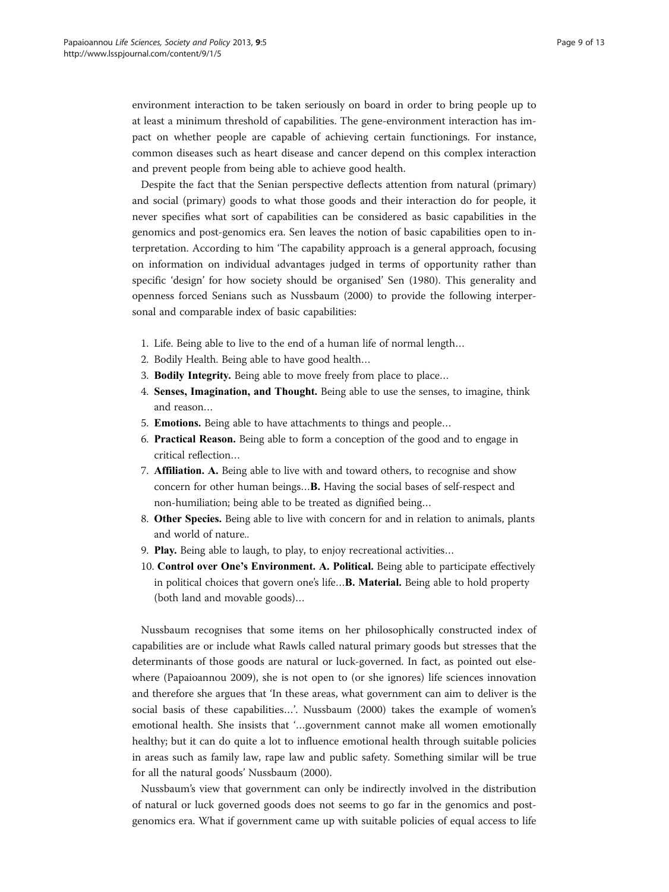environment interaction to be taken seriously on board in order to bring people up to at least a minimum threshold of capabilities. The gene-environment interaction has impact on whether people are capable of achieving certain functionings. For instance, common diseases such as heart disease and cancer depend on this complex interaction and prevent people from being able to achieve good health.

Despite the fact that the Senian perspective deflects attention from natural (primary) and social (primary) goods to what those goods and their interaction do for people, it never specifies what sort of capabilities can be considered as basic capabilities in the genomics and post-genomics era. Sen leaves the notion of basic capabilities open to interpretation. According to him 'The capability approach is a general approach, focusing on information on individual advantages judged in terms of opportunity rather than specific 'design' for how society should be organised' Sen (1980). This generality and openness forced Senians such as Nussbaum (2000) to provide the following interpersonal and comparable index of basic capabilities:

1. Life. Being able to live to the end of a human life of normal length…
2. Bodily Health. Being able to have good health…
3. **Bodily Integrity.** Being able to move freely from place to place…
4. **Senses, Imagination, and Thought.** Being able to use the senses, to imagine, think and reason…
5. **Emotions.** Being able to have attachments to things and people…
6. **Practical Reason.** Being able to form a conception of the good and to engage in critical reflection…
7. **Affiliation. A.** Being able to live with and toward others, to recognise and show concern for other human beings…**B.** Having the social bases of self-respect and non-humiliation; being able to be treated as dignified being…
8. **Other Species.** Being able to live with concern for and in relation to animals, plants and world of nature..
9. **Play.** Being able to laugh, to play, to enjoy recreational activities…
10. **Control over One's Environment. A. Political.** Being able to participate effectively in political choices that govern one's life…**B. Material.** Being able to hold property (both land and movable goods)…

Nussbaum recognises that some items on her philosophically constructed index of capabilities are or include what Rawls called natural primary goods but stresses that the determinants of those goods are natural or luck-governed. In fact, as pointed out elsewhere (Papaioannou 2009), she is not open to (or she ignores) life sciences innovation and therefore she argues that 'In these areas, what government can aim to deliver is the social basis of these capabilities…'. Nussbaum (2000) takes the example of women's emotional health. She insists that '…government cannot make all women emotionally healthy; but it can do quite a lot to influence emotional health through suitable policies in areas such as family law, rape law and public safety. Something similar will be true for all the natural goods' Nussbaum (2000).

Nussbaum's view that government can only be indirectly involved in the distribution of natural or luck governed goods does not seems to go far in the genomics and post-genomics era. What if government came up with suitable policies of equal access to life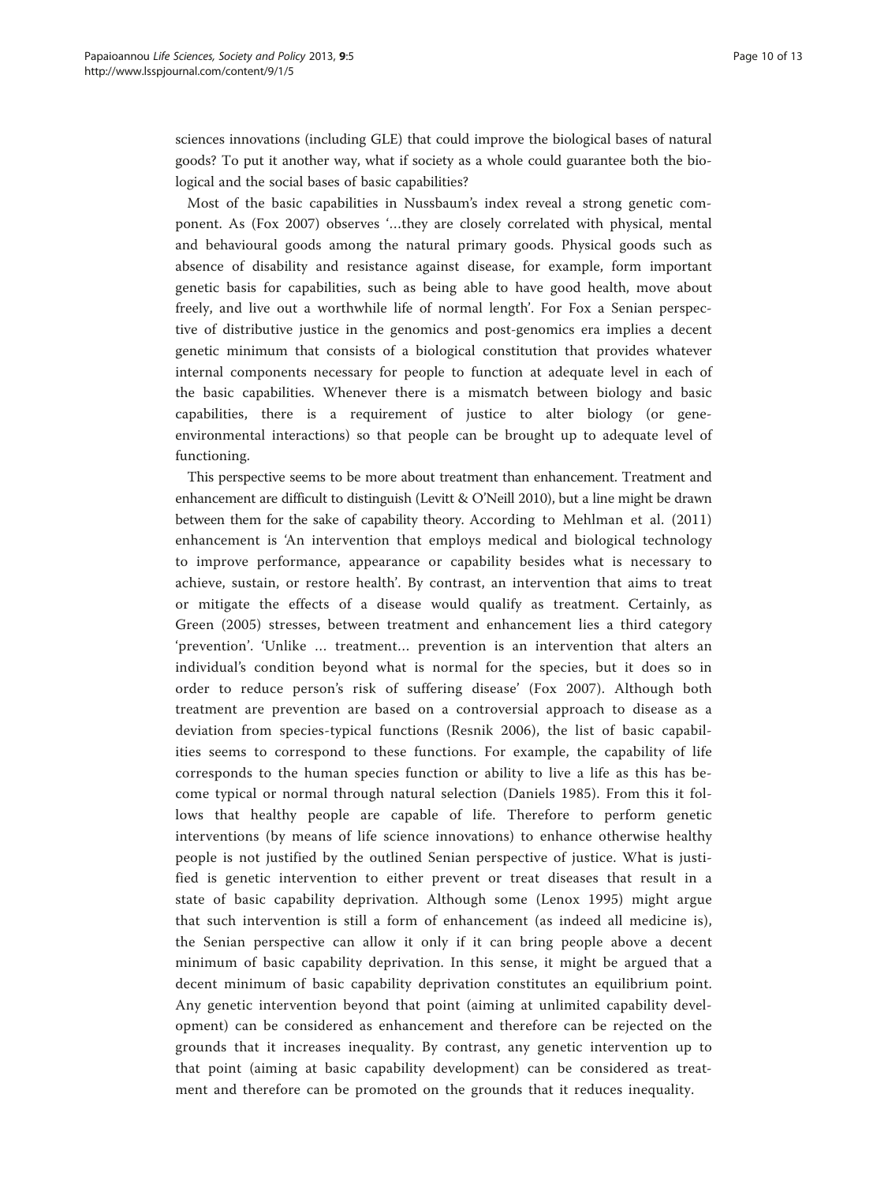sciences innovations (including GLE) that could improve the biological bases of natural goods? To put it another way, what if society as a whole could guarantee both the biological and the social bases of basic capabilities?

Most of the basic capabilities in Nussbaum's index reveal a strong genetic component. As (Fox 2007) observes '…they are closely correlated with physical, mental and behavioural goods among the natural primary goods. Physical goods such as absence of disability and resistance against disease, for example, form important genetic basis for capabilities, such as being able to have good health, move about freely, and live out a worthwhile life of normal length'. For Fox a Senian perspective of distributive justice in the genomics and post-genomics era implies a decent genetic minimum that consists of a biological constitution that provides whatever internal components necessary for people to function at adequate level in each of the basic capabilities. Whenever there is a mismatch between biology and basic capabilities, there is a requirement of justice to alter biology (or gene-environmental interactions) so that people can be brought up to adequate level of functioning.

This perspective seems to be more about treatment than enhancement. Treatment and enhancement are difficult to distinguish (Levitt & O'Neill 2010), but a line might be drawn between them for the sake of capability theory. According to Mehlman et al. (2011) enhancement is 'An intervention that employs medical and biological technology to improve performance, appearance or capability besides what is necessary to achieve, sustain, or restore health'. By contrast, an intervention that aims to treat or mitigate the effects of a disease would qualify as treatment. Certainly, as Green (2005) stresses, between treatment and enhancement lies a third category 'prevention'. 'Unlike … treatment… prevention is an intervention that alters an individual's condition beyond what is normal for the species, but it does so in order to reduce person's risk of suffering disease' (Fox 2007). Although both treatment are prevention are based on a controversial approach to disease as a deviation from species-typical functions (Resnik 2006), the list of basic capabilities seems to correspond to these functions. For example, the capability of life corresponds to the human species function or ability to live a life as this has become typical or normal through natural selection (Daniels 1985). From this it follows that healthy people are capable of life. Therefore to perform genetic interventions (by means of life science innovations) to enhance otherwise healthy people is not justified by the outlined Senian perspective of justice. What is justified is genetic intervention to either prevent or treat diseases that result in a state of basic capability deprivation. Although some (Lenox 1995) might argue that such intervention is still a form of enhancement (as indeed all medicine is), the Senian perspective can allow it only if it can bring people above a decent minimum of basic capability deprivation. In this sense, it might be argued that a decent minimum of basic capability deprivation constitutes an equilibrium point. Any genetic intervention beyond that point (aiming at unlimited capability development) can be considered as enhancement and therefore can be rejected on the grounds that it increases inequality. By contrast, any genetic intervention up to that point (aiming at basic capability development) can be considered as treatment and therefore can be promoted on the grounds that it reduces inequality.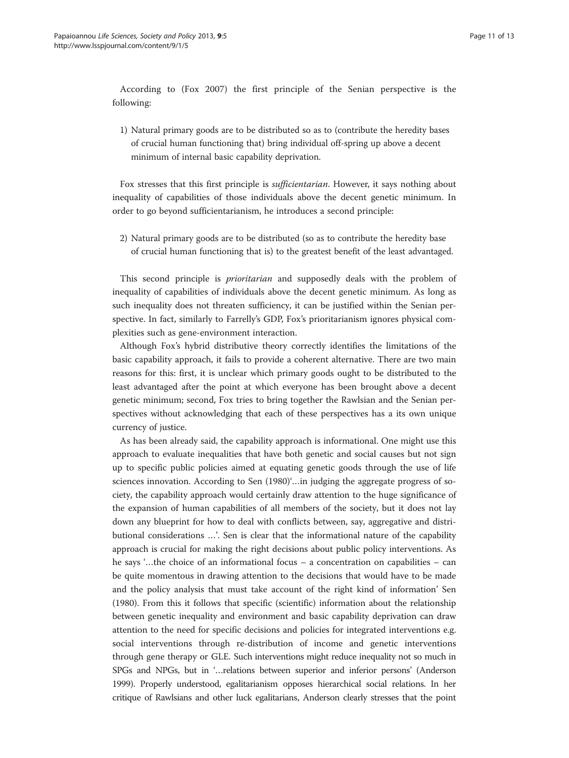According to (Fox 2007) the first principle of the Senian perspective is the following:

1) Natural primary goods are to be distributed so as to (contribute the heredity bases of crucial human functioning that) bring individual off-spring up above a decent minimum of internal basic capability deprivation.

Fox stresses that this first principle is *sufficientarian*. However, it says nothing about inequality of capabilities of those individuals above the decent genetic minimum. In order to go beyond sufficientarianism, he introduces a second principle:

2) Natural primary goods are to be distributed (so as to contribute the heredity base of crucial human functioning that is) to the greatest benefit of the least advantaged.

This second principle is *prioritarian* and supposedly deals with the problem of inequality of capabilities of individuals above the decent genetic minimum. As long as such inequality does not threaten sufficiency, it can be justified within the Senian perspective. In fact, similarly to Farrelly's GDP, Fox's prioritarianism ignores physical complexities such as gene-environment interaction.

Although Fox's hybrid distributive theory correctly identifies the limitations of the basic capability approach, it fails to provide a coherent alternative. There are two main reasons for this: first, it is unclear which primary goods ought to be distributed to the least advantaged after the point at which everyone has been brought above a decent genetic minimum; second, Fox tries to bring together the Rawlsian and the Senian perspectives without acknowledging that each of these perspectives has a its own unique currency of justice.

As has been already said, the capability approach is informational. One might use this approach to evaluate inequalities that have both genetic and social causes but not sign up to specific public policies aimed at equating genetic goods through the use of life sciences innovation. According to Sen (1980)'…in judging the aggregate progress of society, the capability approach would certainly draw attention to the huge significance of the expansion of human capabilities of all members of the society, but it does not lay down any blueprint for how to deal with conflicts between, say, aggregative and distributional considerations …'. Sen is clear that the informational nature of the capability approach is crucial for making the right decisions about public policy interventions. As he says '…the choice of an informational focus – a concentration on capabilities – can be quite momentous in drawing attention to the decisions that would have to be made and the policy analysis that must take account of the right kind of information' Sen (1980). From this it follows that specific (scientific) information about the relationship between genetic inequality and environment and basic capability deprivation can draw attention to the need for specific decisions and policies for integrated interventions e.g. social interventions through re-distribution of income and genetic interventions through gene therapy or GLE. Such interventions might reduce inequality not so much in SPGs and NPGs, but in '…relations between superior and inferior persons' (Anderson 1999). Properly understood, egalitarianism opposes hierarchical social relations. In her critique of Rawlsians and other luck egalitarians, Anderson clearly stresses that the point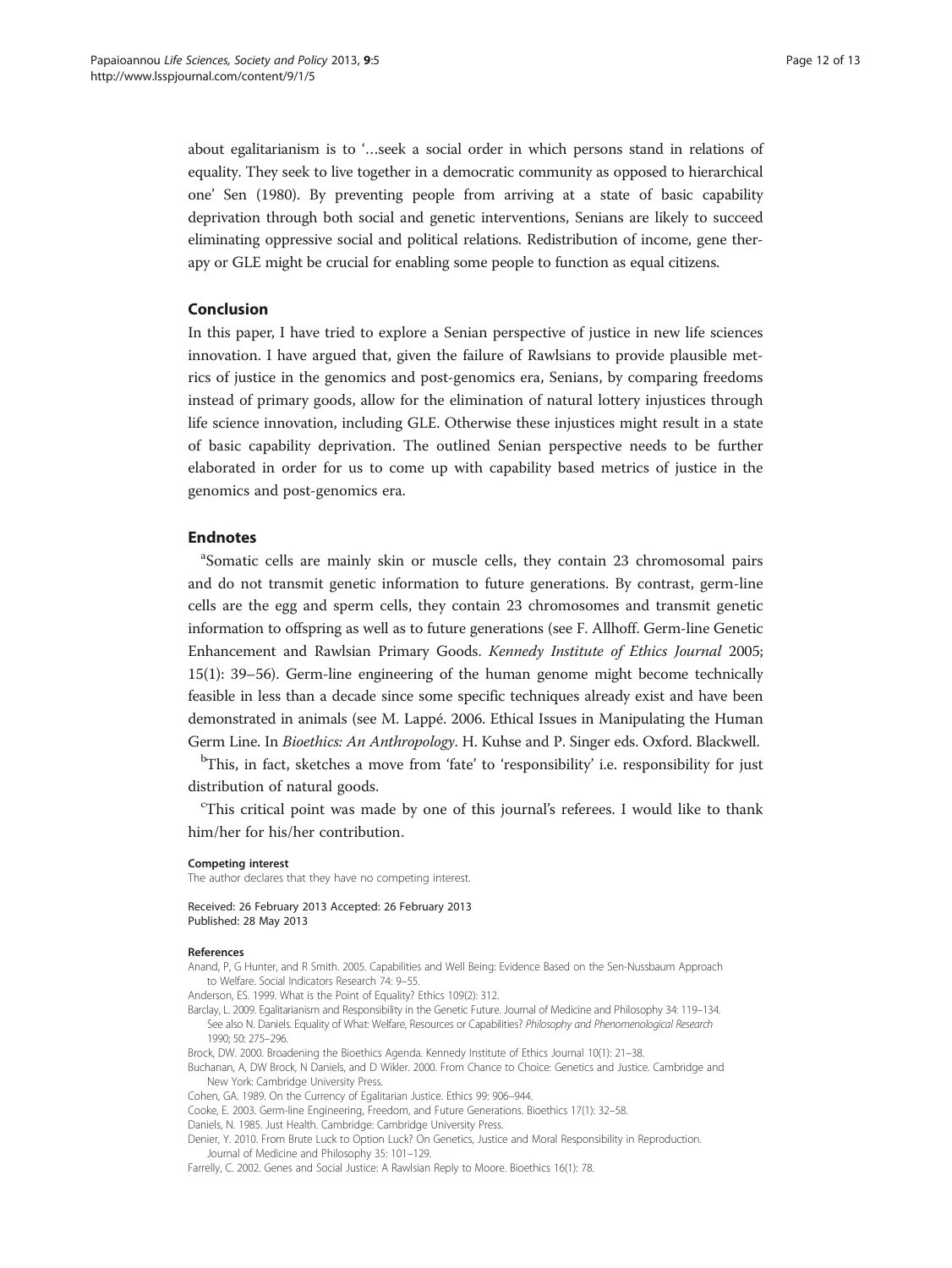about egalitarianism is to '…seek a social order in which persons stand in relations of equality. They seek to live together in a democratic community as opposed to hierarchical one' Sen (1980). By preventing people from arriving at a state of basic capability deprivation through both social and genetic interventions, Senians are likely to succeed eliminating oppressive social and political relations. Redistribution of income, gene therapy or GLE might be crucial for enabling some people to function as equal citizens.

## Conclusion

In this paper, I have tried to explore a Senian perspective of justice in new life sciences innovation. I have argued that, given the failure of Rawlsians to provide plausible metrics of justice in the genomics and post-genomics era, Senians, by comparing freedoms instead of primary goods, allow for the elimination of natural lottery injustices through life science innovation, including GLE. Otherwise these injustices might result in a state of basic capability deprivation. The outlined Senian perspective needs to be further elaborated in order for us to come up with capability based metrics of justice in the genomics and post-genomics era.

## Endnotes

[a]Somatic cells are mainly skin or muscle cells, they contain 23 chromosomal pairs and do not transmit genetic information to future generations. By contrast, germ-line cells are the egg and sperm cells, they contain 23 chromosomes and transmit genetic information to offspring as well as to future generations (see F. Allhoff. Germ-line Genetic Enhancement and Rawlsian Primary Goods. *Kennedy Institute of Ethics Journal* 2005; 15(1): 39–56). Germ-line engineering of the human genome might become technically feasible in less than a decade since some specific techniques already exist and have been demonstrated in animals (see M. Lappé. 2006. Ethical Issues in Manipulating the Human Germ Line. In *Bioethics: An Anthropology*. H. Kuhse and P. Singer eds. Oxford. Blackwell.

[b]This, in fact, sketches a move from 'fate' to 'responsibility' i.e. responsibility for just distribution of natural goods.

[c]This critical point was made by one of this journal's referees. I would like to thank him/her for his/her contribution.

#### Competing interest

The author declares that they have no competing interest.

Received: 26 February 2013 Accepted: 26 February 2013
Published: 28 May 2013

#### References

Anand, P, G Hunter, and R Smith. 2005. Capabilities and Well Being: Evidence Based on the Sen-Nussbaum Approach to Welfare. Social Indicators Research 74: 9–55.

Anderson, ES. 1999. What is the Point of Equality? Ethics 109(2): 312.

Barclay, L. 2009. Egalitarianism and Responsibility in the Genetic Future. Journal of Medicine and Philosophy 34: 119–134. See also N. Daniels. Equality of What: Welfare, Resources or Capabilities? *Philosophy and Phenomenological Research* 1990; 50: 275–296.

Brock, DW. 2000. Broadening the Bioethics Agenda. Kennedy Institute of Ethics Journal 10(1): 21–38.

Buchanan, A, DW Brock, N Daniels, and D Wikler. 2000. From Chance to Choice: Genetics and Justice. Cambridge and New York: Cambridge University Press.

Cohen, GA. 1989. On the Currency of Egalitarian Justice. Ethics 99: 906–944.

Cooke, E. 2003. Germ-line Engineering, Freedom, and Future Generations. Bioethics 17(1): 32–58.

Daniels, N. 1985. Just Health. Cambridge: Cambridge University Press.

Denier, Y. 2010. From Brute Luck to Option Luck? On Genetics, Justice and Moral Responsibility in Reproduction. Journal of Medicine and Philosophy 35: 101–129.

Farrelly, C. 2002. Genes and Social Justice: A Rawlsian Reply to Moore. Bioethics 16(1): 78.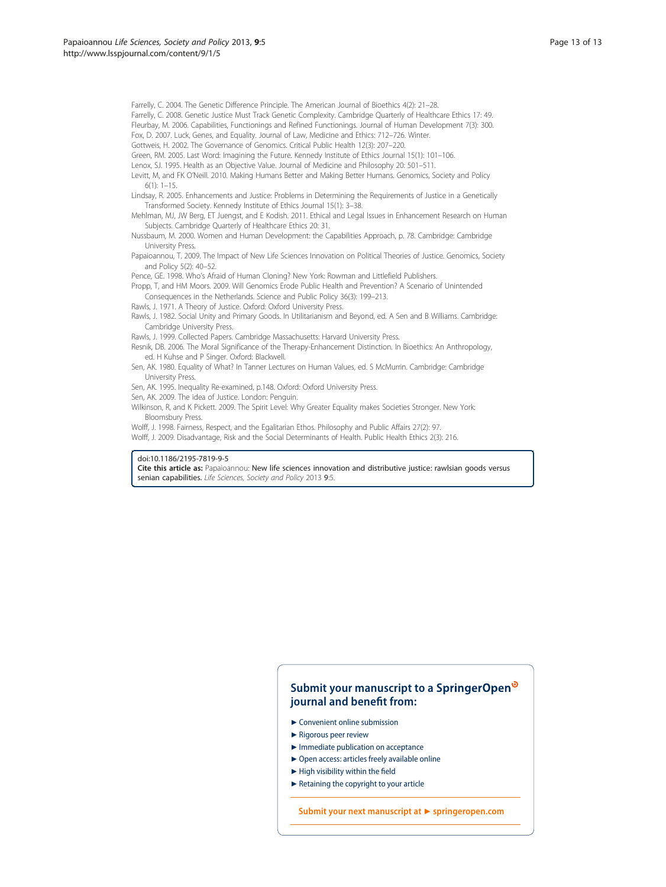Farrelly, C. 2004. The Genetic Difference Principle. The American Journal of Bioethics 4(2): 21–28.

Farrelly, C. 2008. Genetic Justice Must Track Genetic Complexity. Cambridge Quarterly of Healthcare Ethics 17: 49.

Fleurbay, M. 2006. Capabilities, Functionings and Refined Functionings. Journal of Human Development 7(3): 300.

Fox, D. 2007. Luck, Genes, and Equality. Journal of Law, Medicine and Ethics: 712–726. Winter.

Gottweis, H. 2002. The Governance of Genomics. Critical Public Health 12(3): 207–220.

Green, RM. 2005. Last Word: Imagining the Future. Kennedy Institute of Ethics Journal 15(1): 101–106.

Lenox, SJ. 1995. Health as an Objective Value. Journal of Medicine and Philosophy 20: 501–511.

Levitt, M, and FK O'Neill. 2010. Making Humans Better and Making Better Humans. Genomics, Society and Policy 6(1): 1–15.

Lindsay, R. 2005. Enhancements and Justice: Problems in Determining the Requirements of Justice in a Genetically Transformed Society. Kennedy Institute of Ethics Journal 15(1): 3–38.

Mehlman, MJ, JW Berg, ET Juengst, and E Kodish. 2011. Ethical and Legal Issues in Enhancement Research on Human Subjects. Cambridge Quarterly of Healthcare Ethics 20: 31.

Nussbaum, M. 2000. Women and Human Development: the Capabilities Approach, p. 78. Cambridge: Cambridge University Press.

Papaioannou, T. 2009. The Impact of New Life Sciences Innovation on Political Theories of Justice. Genomics, Society and Policy 5(2): 40–52.

Pence, GE. 1998. Who's Afraid of Human Cloning? New York: Rowman and Littlefield Publishers.

Propp, T, and HM Moors. 2009. Will Genomics Erode Public Health and Prevention? A Scenario of Unintended Consequences in the Netherlands. Science and Public Policy 36(3): 199–213.

Rawls, J. 1971. A Theory of Justice. Oxford: Oxford University Press.

Rawls, J. 1982. Social Unity and Primary Goods. In Utilitarianism and Beyond, ed. A Sen and B Williams. Cambridge: Cambridge University Press.

Rawls, J. 1999. Collected Papers. Cambridge Massachusetts: Harvard University Press.

Resnik, DB. 2006. The Moral Significance of the Therapy-Enhancement Distinction. In Bioethics: An Anthropology, ed. H Kuhse and P Singer. Oxford: Blackwell.

Sen, AK. 1980. Equality of What? In Tanner Lectures on Human Values, ed. S McMurrin. Cambridge: Cambridge University Press.

Sen, AK. 1995. Inequality Re-examined, p.148. Oxford: Oxford University Press.

Sen, AK. 2009. The idea of Justice. London: Penguin.

Wilkinson, R, and K Pickett. 2009. The Spirit Level: Why Greater Equality makes Societies Stronger. New York: Bloomsbury Press.

Wolff, J. 1998. Fairness, Respect, and the Egalitarian Ethos. Philosophy and Public Affairs 27(2): 97.

Wolff, J. 2009. Disadvantage, Risk and the Social Determinants of Health. Public Health Ethics 2(3): 216.

doi:10.1186/2195-7819-9-5

**Cite this article as:** Papaioannou: New life sciences innovation and distributive justice: rawlsian goods versus senian capabilities. *Life Sciences, Society and Policy* 2013 **9**:5.

**Submit your manuscript to a SpringerOpen journal and benefit from:**

- ► Convenient online submission
- ► Rigorous peer review
- ► Immediate publication on acceptance
- ► Open access: articles freely available online
- ► High visibility within the field
- ► Retaining the copyright to your article

**Submit your next manuscript at ► springeropen.com**